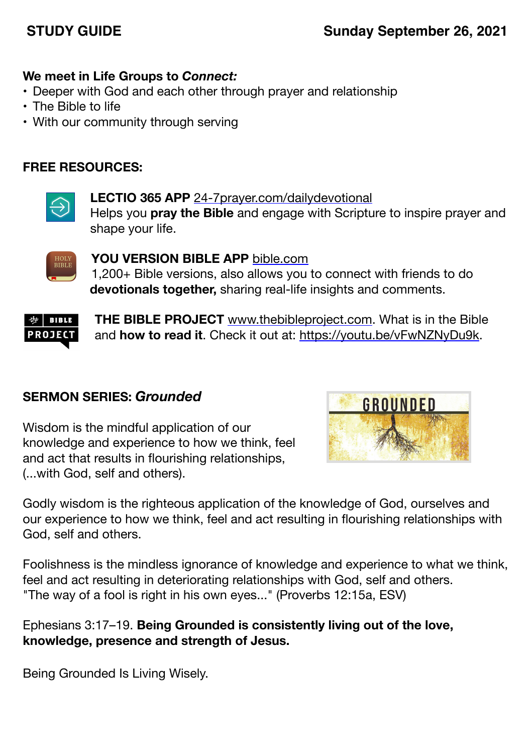**STUDY GUIDE** **Sunday September 26, 2021**

**We meet in Life Groups to *Connect:***

- Deeper with God and each other through prayer and relationship
- The Bible to life
- With our community through serving

**FREE RESOURCES:**

**LECTIO 365 APP** 24-7prayer.com/dailydevotional
Helps you **pray the Bible** and engage with Scripture to inspire prayer and shape your life.

**YOU VERSION BIBLE APP** bible.com
1,200+ Bible versions, also allows you to connect with friends to do **devotionals together,** sharing real-life insights and comments.

**THE BIBLE PROJECT** www.thebibleproject.com. What is in the Bible and **how to read it**. Check it out at: https://youtu.be/vFwNZNyDu9k.

**SERMON SERIES: *Grounded***

Wisdom is the mindful application of our knowledge and experience to how we think, feel and act that results in flourishing relationships, (...with God, self and others).

Godly wisdom is the righteous application of the knowledge of God, ourselves and our experience to how we think, feel and act resulting in flourishing relationships with God, self and others.

Foolishness is the mindless ignorance of knowledge and experience to what we think, feel and act resulting in deteriorating relationships with God, self and others.
"The way of a fool is right in his own eyes..." (Proverbs 12:15a, ESV)

Ephesians 3:17–19. **Being Grounded is consistently living out of the love, knowledge, presence and strength of Jesus.**

Being Grounded Is Living Wisely.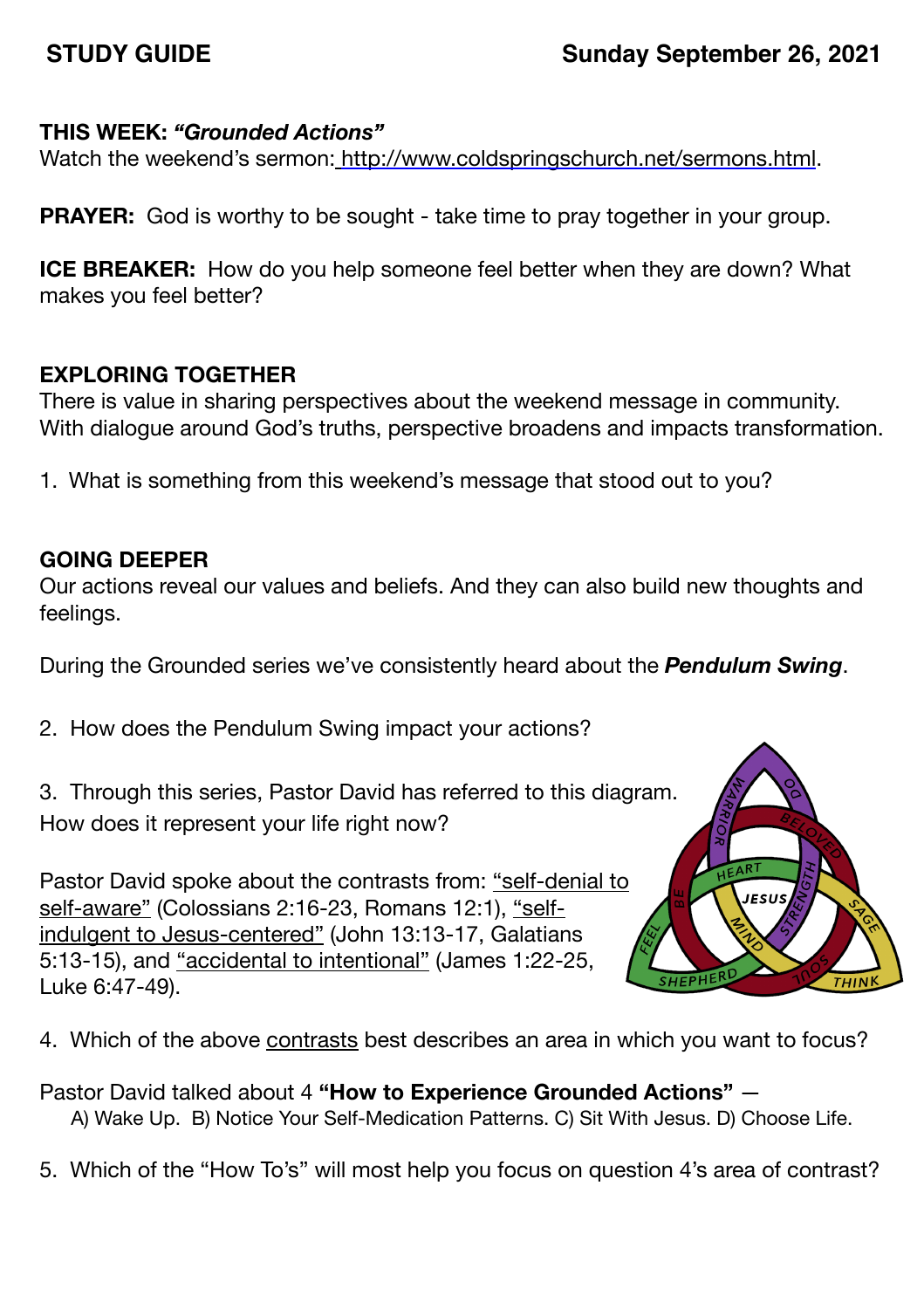**STUDY GUIDE** **Sunday September 26, 2021**

**THIS WEEK: *"Grounded Actions"***
Watch the weekend's sermon: [http://www.coldspringschurch.net/sermons.html](http://www.coldspringschurch.net/sermons.html).

**PRAYER:** God is worthy to be sought - take time to pray together in your group.

**ICE BREAKER:** How do you help someone feel better when they are down? What makes you feel better?

**EXPLORING TOGETHER**
There is value in sharing perspectives about the weekend message in community. With dialogue around God's truths, perspective broadens and impacts transformation.

1. What is something from this weekend's message that stood out to you?

**GOING DEEPER**
Our actions reveal our values and beliefs. And they can also build new thoughts and feelings.

During the Grounded series we've consistently heard about the ***Pendulum Swing***.

2. How does the Pendulum Swing impact your actions?

3. Through this series, Pastor David has referred to this diagram. How does it represent your life right now?

Pastor David spoke about the contrasts from: <u>"self-denial to self-aware"</u> (Colossians 2:16-23, Romans 12:1), <u>"self-indulgent to Jesus-centered"</u> (John 13:13-17, Galatians 5:13-15), and <u>"accidental to intentional"</u> (James 1:22-25, Luke 6:47-49).

4. Which of the above <u>contrasts</u> best describes an area in which you want to focus?

Pastor David talked about 4 **"How to Experience Grounded Actions"** —
A) Wake Up. B) Notice Your Self-Medication Patterns. C) Sit With Jesus. D) Choose Life.

5. Which of the "How To's" will most help you focus on question 4's area of contrast?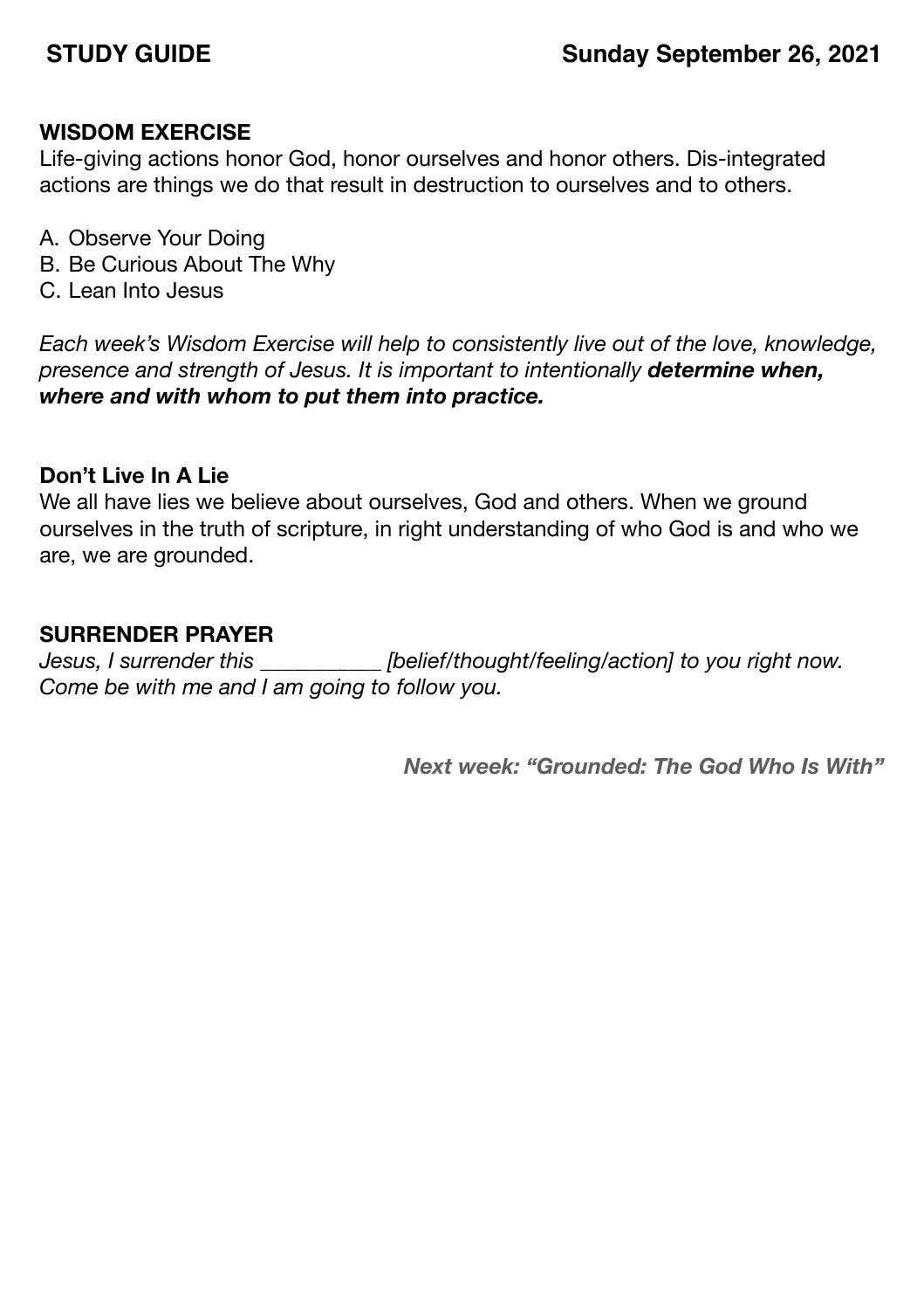**STUDY GUIDE** **Sunday September 26, 2021**

### WISDOM EXERCISE

Life-giving actions honor God, honor ourselves and honor others. Dis-integrated actions are things we do that result in destruction to ourselves and to others.

A. Observe Your Doing
B. Be Curious About The Why
C. Lean Into Jesus

*Each week's Wisdom Exercise will help to consistently live out of the love, knowledge, presence and strength of Jesus. It is important to intentionally* ***determine when, where and with whom to put them into practice.***

### Don't Live In A Lie

We all have lies we believe about ourselves, God and others. When we ground ourselves in the truth of scripture, in right understanding of who God is and who we are, we are grounded.

### SURRENDER PRAYER

*Jesus, I surrender this __________ [belief/thought/feeling/action] to you right now. Come be with me and I am going to follow you.*

***Next week: "Grounded: The God Who Is With"***